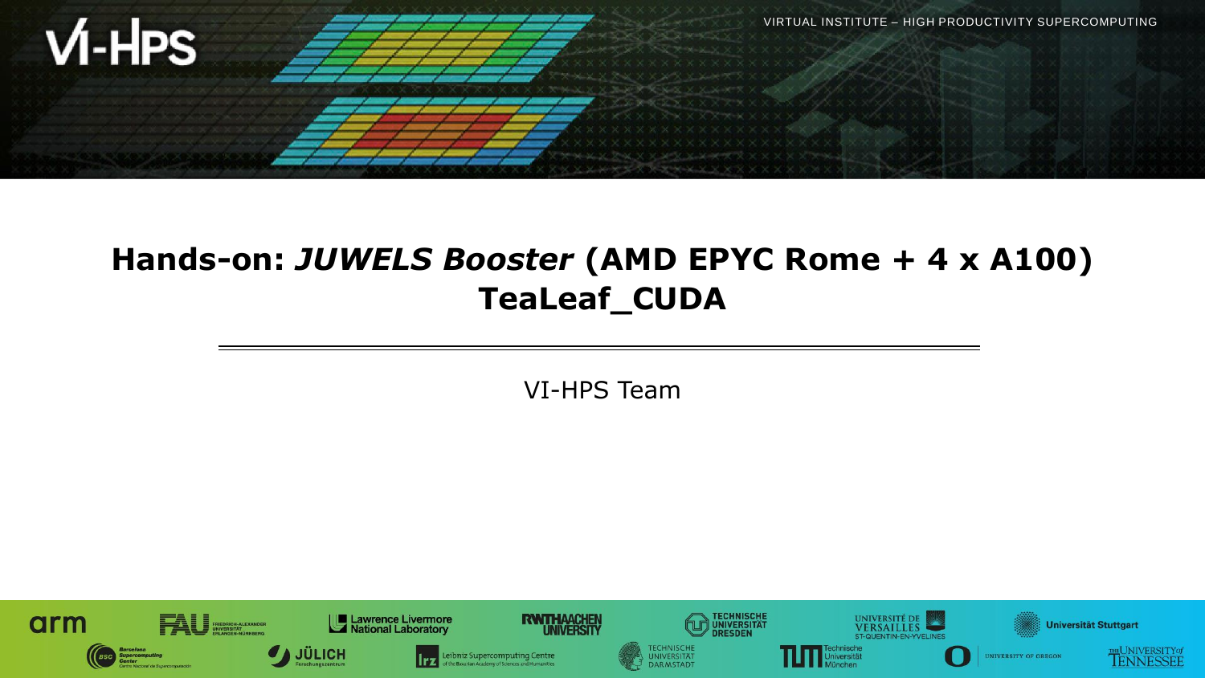# Hands-on: *JUWELS Booster* (AMD EPYC Rome + 4 x A100) TeaLeaf_CUDA

VI-HPS Team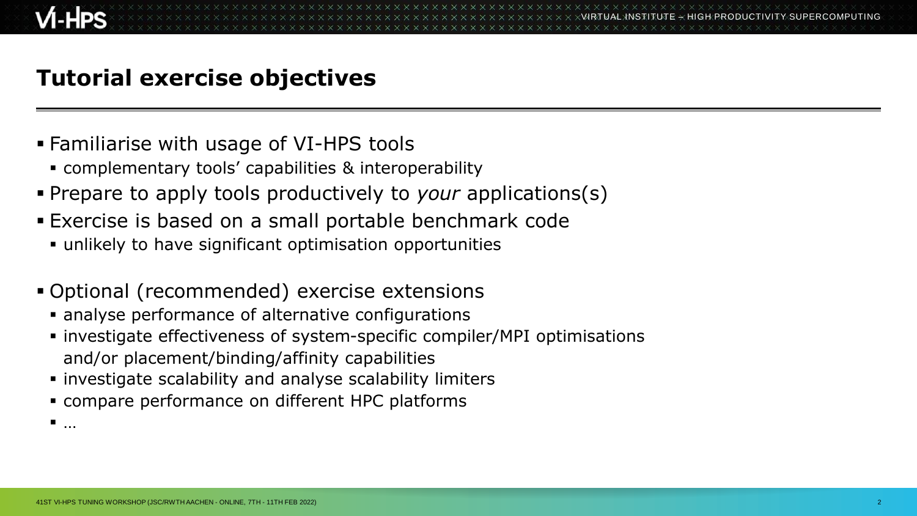# Tutorial exercise objectives

- Familiarise with usage of VI-HPS tools
  - complementary tools' capabilities & interoperability
- Prepare to apply tools productively to *your* applications(s)
- Exercise is based on a small portable benchmark code
  - unlikely to have significant optimisation opportunities
- Optional (recommended) exercise extensions
  - analyse performance of alternative configurations
  - investigate effectiveness of system-specific compiler/MPI optimisations and/or placement/binding/affinity capabilities
  - investigate scalability and analyse scalability limiters
  - compare performance on different HPC platforms
  - …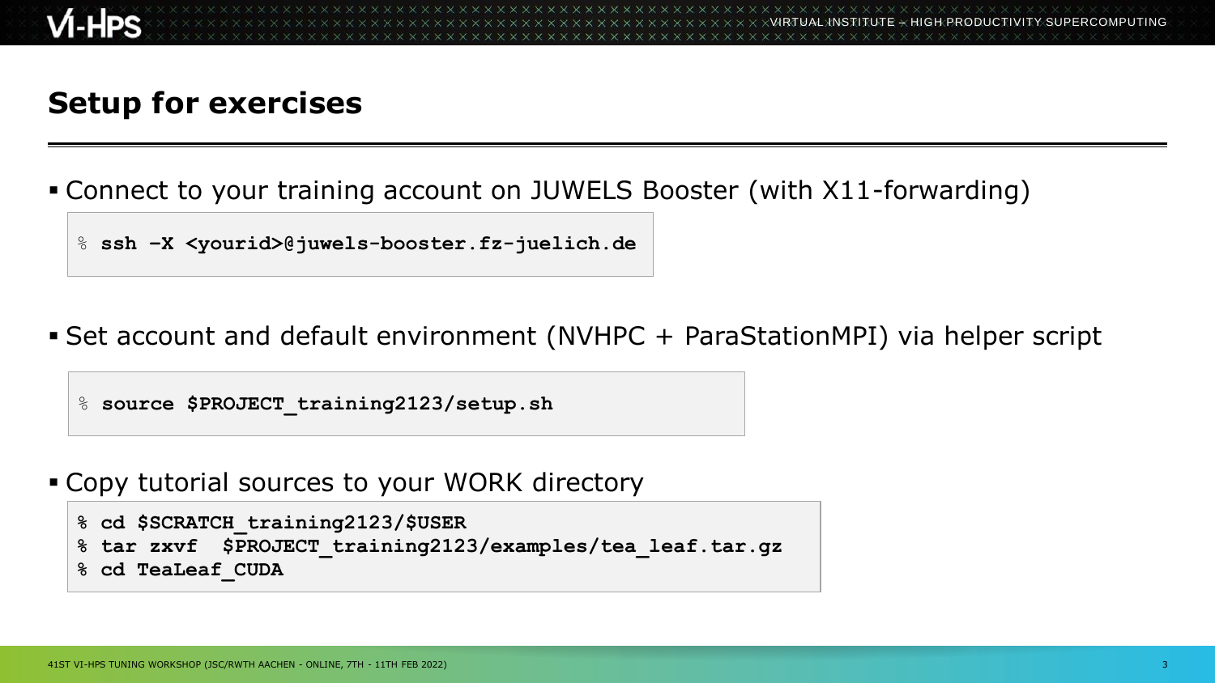# Setup for exercises

- Connect to your training account on JUWELS Booster (with X11-forwarding)

```
% ssh -X <yourid>@juwels-booster.fz-juelich.de
```

- Set account and default environment (NVHPC + ParaStationMPI) via helper script

```
% source $PROJECT_training2123/setup.sh
```

- Copy tutorial sources to your WORK directory

```
% cd $SCRATCH_training2123/$USER
% tar zxvf  $PROJECT_training2123/examples/tea_leaf.tar.gz
% cd TeaLeaf_CUDA
```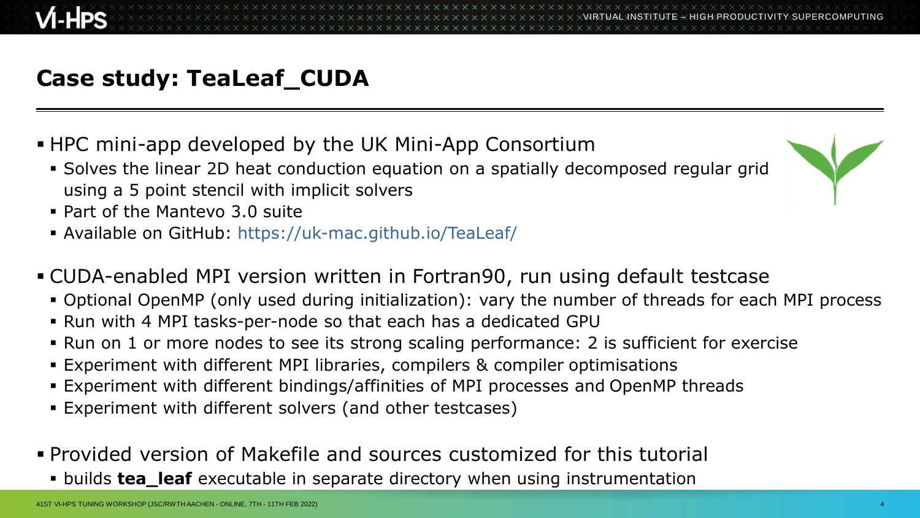# Case study: TeaLeaf_CUDA

- HPC mini-app developed by the UK Mini-App Consortium
  - Solves the linear 2D heat conduction equation on a spatially decomposed regular grid using a 5 point stencil with implicit solvers
  - Part of the Mantevo 3.0 suite
  - Available on GitHub: https://uk-mac.github.io/TeaLeaf/
- CUDA-enabled MPI version written in Fortran90, run using default testcase
  - Optional OpenMP (only used during initialization): vary the number of threads for each MPI process
  - Run with 4 MPI tasks-per-node so that each has a dedicated GPU
  - Run on 1 or more nodes to see its strong scaling performance: 2 is sufficient for exercise
  - Experiment with different MPI libraries, compilers & compiler optimisations
  - Experiment with different bindings/affinities of MPI processes and OpenMP threads
  - Experiment with different solvers (and other testcases)
- Provided version of Makefile and sources customized for this tutorial
  - builds **tea_leaf** executable in separate directory when using instrumentation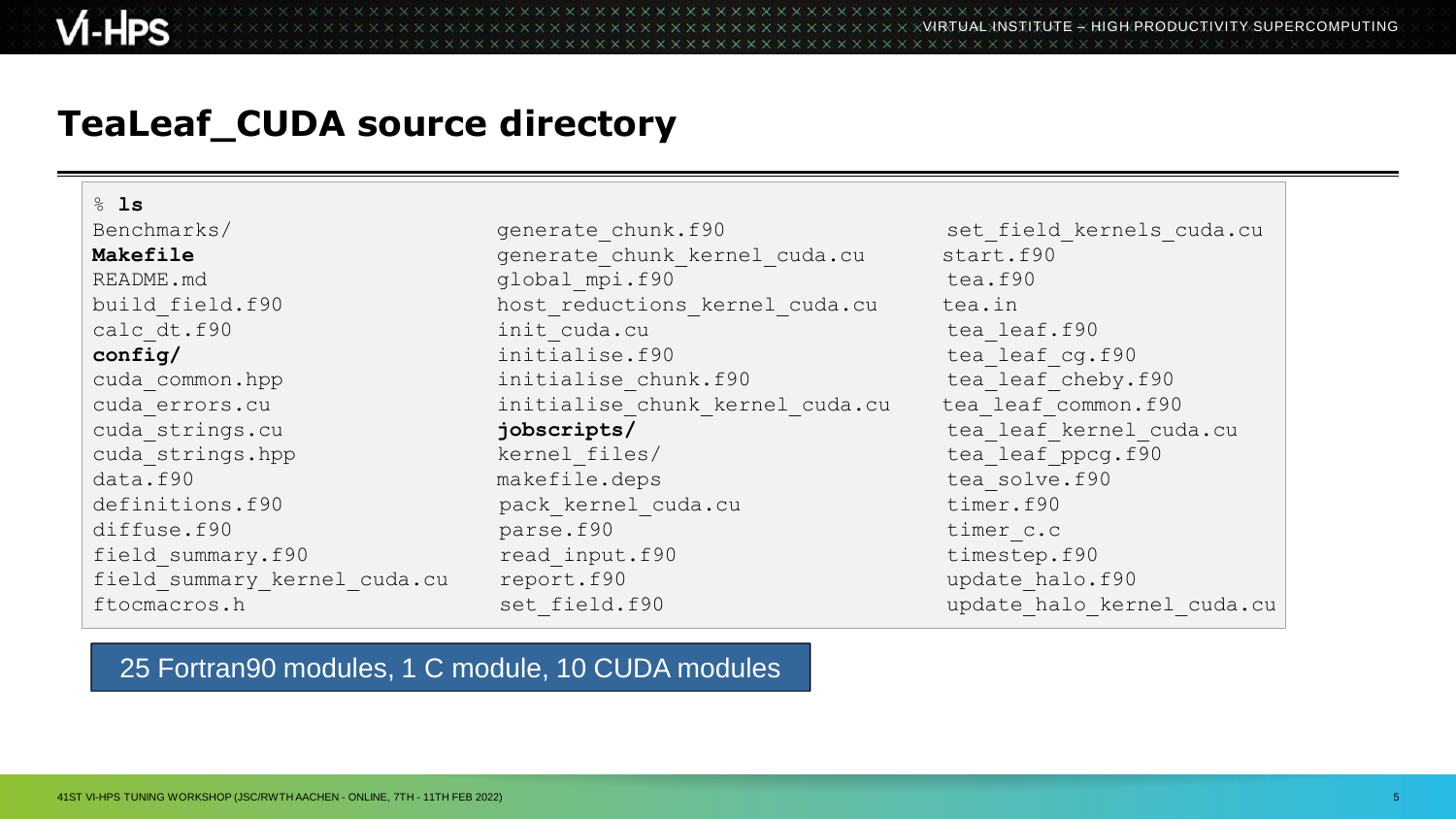# TeaLeaf_CUDA source directory

```
% ls
Benchmarks/                     generate_chunk.f90              set_field_kernels_cuda.cu
Makefile                        generate_chunk_kernel_cuda.cu   start.f90
README.md                       global_mpi.f90                  tea.f90
build_field.f90                 host_reductions_kernel_cuda.cu  tea.in
calc_dt.f90                     init_cuda.cu                    tea_leaf.f90
config/                         initialise.f90                  tea_leaf_cg.f90
cuda_common.hpp                 initialise_chunk.f90            tea_leaf_cheby.f90
cuda_errors.cu                  initialise_chunk_kernel_cuda.cu tea_leaf_common.f90
cuda_strings.cu                 jobscripts/                     tea_leaf_kernel_cuda.cu
cuda_strings.hpp                kernel_files/                   tea_leaf_ppcg.f90
data.f90                        makefile.deps                   tea_solve.f90
definitions.f90                 pack_kernel_cuda.cu             timer.f90
diffuse.f90                     parse.f90                       timer_c.c
field_summary.f90               read_input.f90                  timestep.f90
field_summary_kernel_cuda.cu    report.f90                      update_halo.f90
ftocmacros.h                    set_field.f90                   update_halo_kernel_cuda.cu
```

25 Fortran90 modules, 1 C module, 10 CUDA modules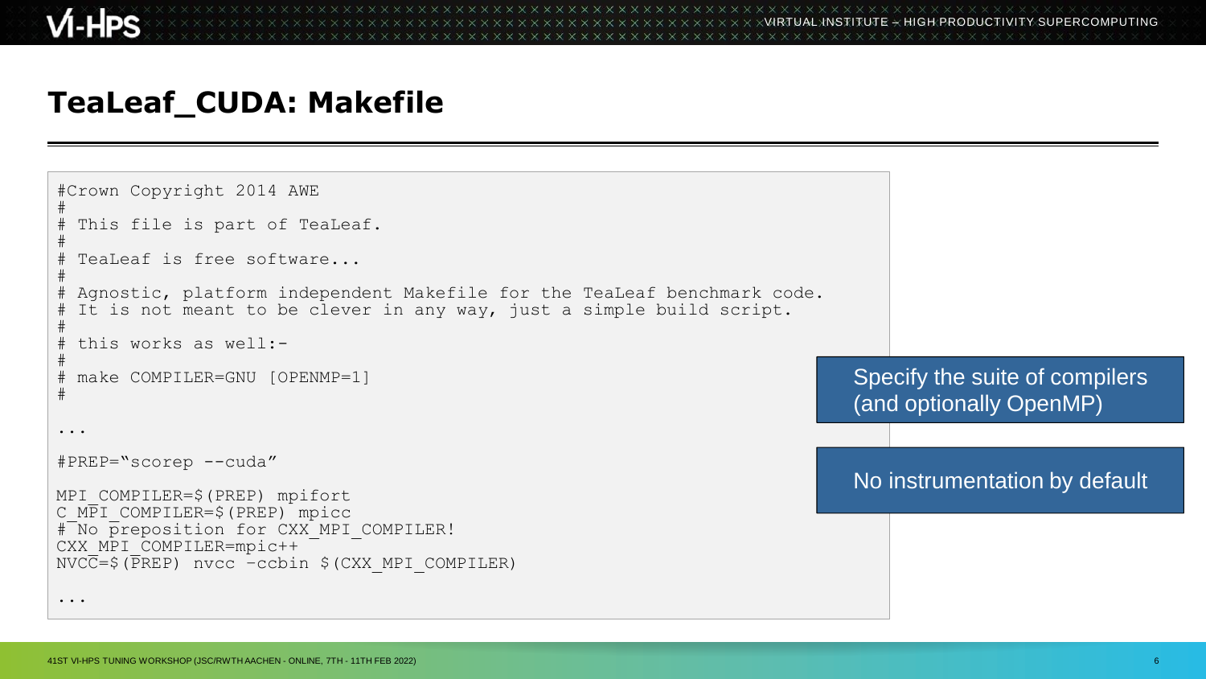# TeaLeaf_CUDA: Makefile

```
#Crown Copyright 2014 AWE
#
# This file is part of TeaLeaf.
#
# TeaLeaf is free software...
#
# Agnostic, platform independent Makefile for the TeaLeaf benchmark code.
# It is not meant to be clever in any way, just a simple build script.
#
# this works as well:-
#
# make COMPILER=GNU [OPENMP=1]
#

...

#PREP="scorep --cuda"

MPI_COMPILER=$(PREP) mpifort
C_MPI_COMPILER=$(PREP) mpicc
# No preposition for CXX_MPI_COMPILER!
CXX_MPI_COMPILER=mpic++
NVCC=$(PREP) nvcc -ccbin $(CXX_MPI_COMPILER)

...
```

Specify the suite of compilers (and optionally OpenMP)

No instrumentation by default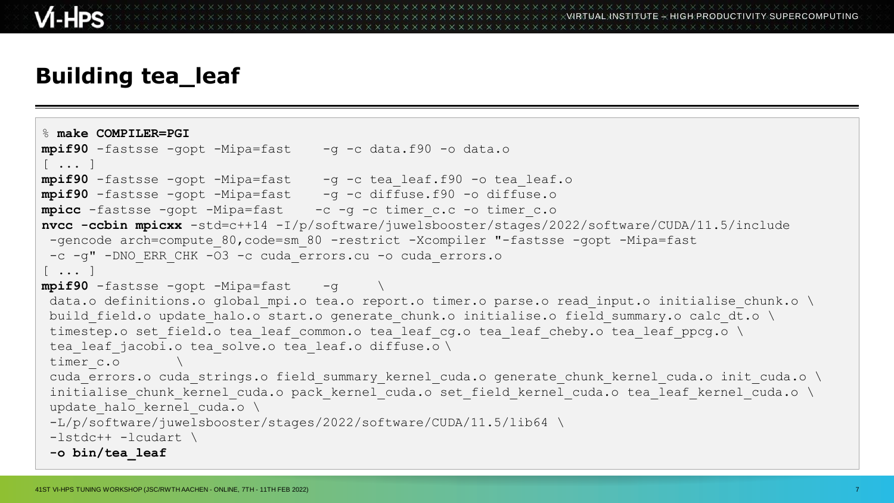# Building tea_leaf

```
% make COMPILER=PGI
mpif90 -fastsse -gopt -Mipa=fast    -g -c data.f90 -o data.o
[ ... ]
mpif90 -fastsse -gopt -Mipa=fast    -g -c tea_leaf.f90 -o tea_leaf.o
mpif90 -fastsse -gopt -Mipa=fast    -g -c diffuse.f90 -o diffuse.o
mpicc -fastsse -gopt -Mipa=fast    -c -g -c timer_c.c -o timer_c.o
nvcc -ccbin mpicxx -std=c++14 -I/p/software/juwelsbooster/stages/2022/software/CUDA/11.5/include
 -gencode arch=compute_80,code=sm_80 -restrict -Xcompiler "-fastsse -gopt -Mipa=fast
 -c -g" -DNO_ERR_CHK -O3 -c cuda_errors.cu -o cuda_errors.o
[ ... ]
mpif90 -fastsse -gopt -Mipa=fast    -g     \
 data.o definitions.o global_mpi.o tea.o report.o timer.o parse.o read_input.o initialise_chunk.o \
 build_field.o update_halo.o start.o generate_chunk.o initialise.o field_summary.o calc_dt.o \
 timestep.o set_field.o tea_leaf_common.o tea_leaf_cg.o tea_leaf_cheby.o tea_leaf_ppcg.o \
 tea_leaf_jacobi.o tea_solve.o tea_leaf.o diffuse.o \
 timer_c.o       \
 cuda_errors.o cuda_strings.o field_summary_kernel_cuda.o generate_chunk_kernel_cuda.o init_cuda.o \
 initialise_chunk_kernel_cuda.o pack_kernel_cuda.o set_field_kernel_cuda.o tea_leaf_kernel_cuda.o \
 update_halo_kernel_cuda.o \
 -L/p/software/juwelsbooster/stages/2022/software/CUDA/11.5/lib64 \
 -lstdc++ -lcudart \
 -o bin/tea_leaf
```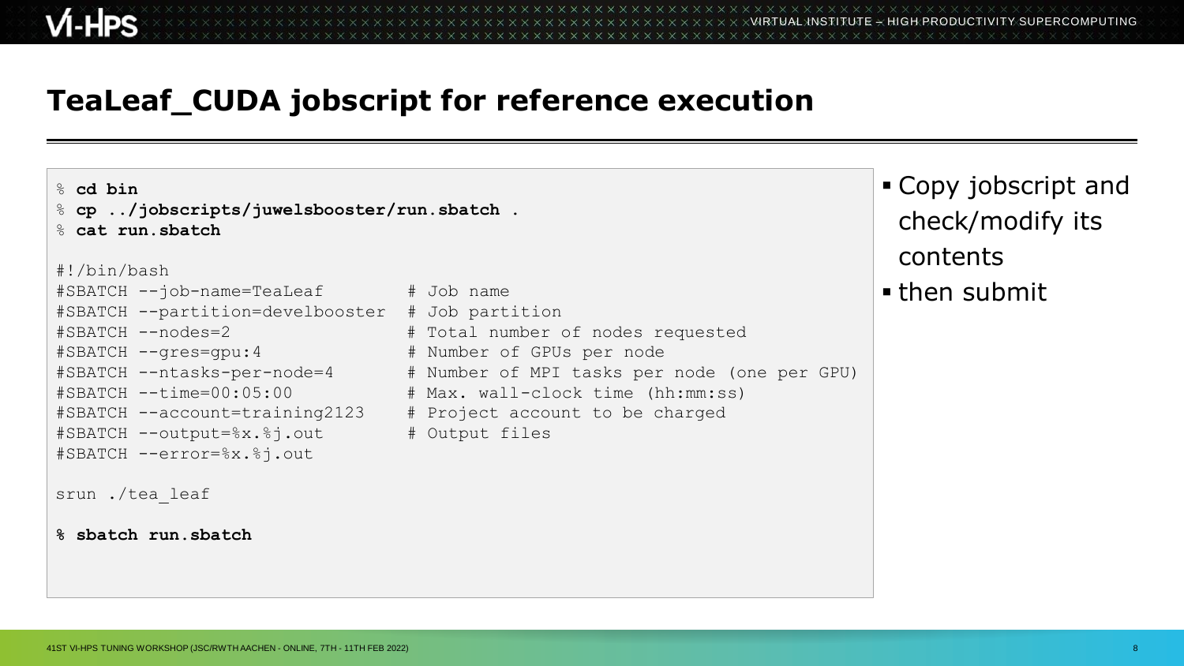# TeaLeaf_CUDA jobscript for reference execution

```
% cd bin
% cp ../jobscripts/juwelsbooster/run.sbatch .
% cat run.sbatch

#!/bin/bash
#SBATCH --job-name=TeaLeaf          # Job name
#SBATCH --partition=develbooster    # Job partition
#SBATCH --nodes=2                   # Total number of nodes requested
#SBATCH --gres=gpu:4                # Number of GPUs per node
#SBATCH --ntasks-per-node=4         # Number of MPI tasks per node (one per GPU)
#SBATCH --time=00:05:00             # Max. wall-clock time (hh:mm:ss)
#SBATCH --account=training2123      # Project account to be charged
#SBATCH --output=%x.%j.out          # Output files
#SBATCH --error=%x.%j.out

srun ./tea_leaf

% sbatch run.sbatch
```

- Copy jobscript and check/modify its contents
- then submit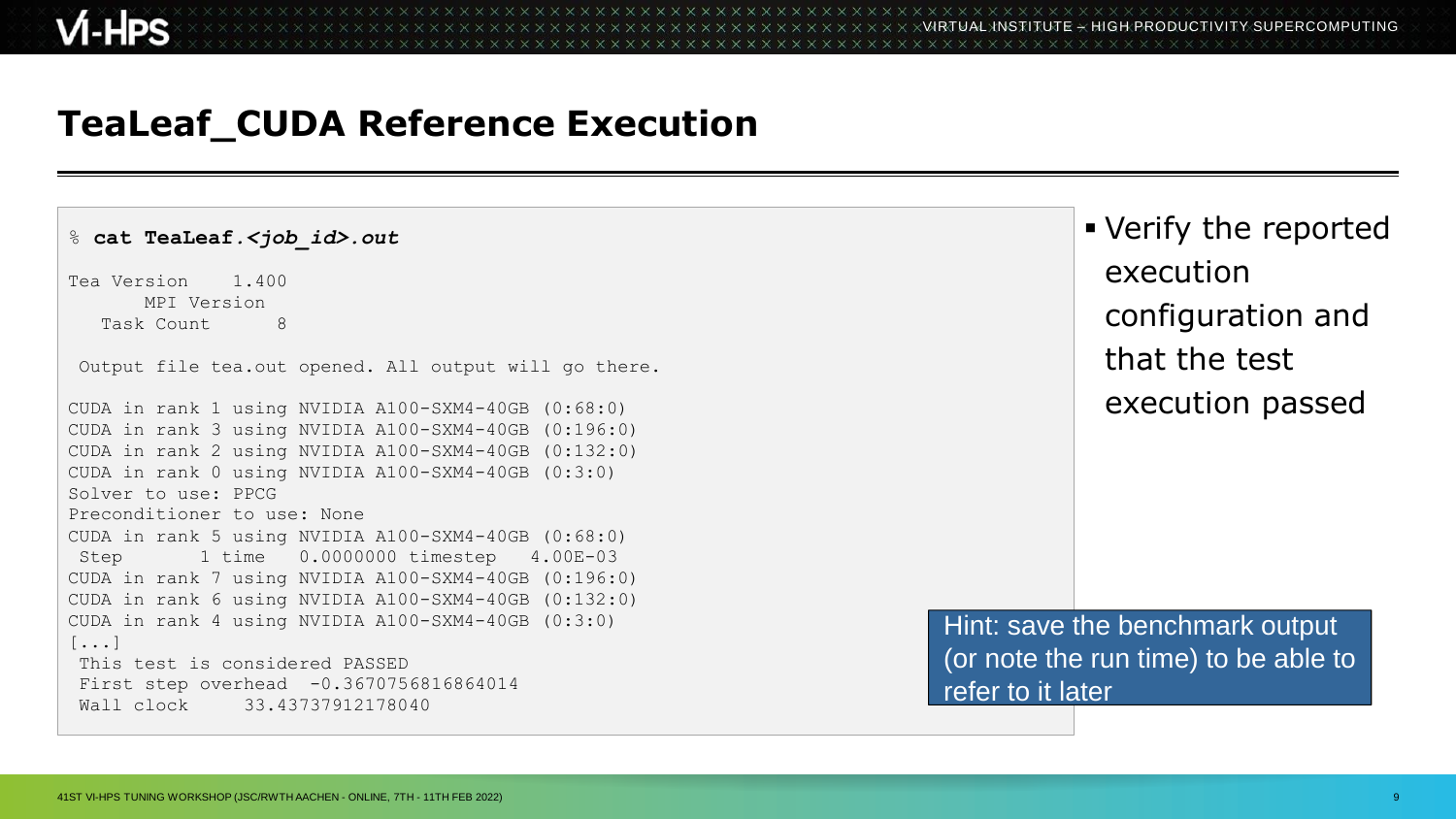# TeaLeaf_CUDA Reference Execution

```
% cat TeaLeaf.<job_id>.out

Tea Version    1.400
       MPI Version
   Task Count      8

 Output file tea.out opened. All output will go there.

CUDA in rank 1 using NVIDIA A100-SXM4-40GB (0:68:0)
CUDA in rank 3 using NVIDIA A100-SXM4-40GB (0:196:0)
CUDA in rank 2 using NVIDIA A100-SXM4-40GB (0:132:0)
CUDA in rank 0 using NVIDIA A100-SXM4-40GB (0:3:0)
Solver to use: PPCG
Preconditioner to use: None
CUDA in rank 5 using NVIDIA A100-SXM4-40GB (0:68:0)
 Step       1 time   0.0000000 timestep   4.00E-03
CUDA in rank 7 using NVIDIA A100-SXM4-40GB (0:196:0)
CUDA in rank 6 using NVIDIA A100-SXM4-40GB (0:132:0)
CUDA in rank 4 using NVIDIA A100-SXM4-40GB (0:3:0)
[...]
 This test is considered PASSED
 First step overhead  -0.3670756816864014
 Wall clock     33.43737912178040
```

- Verify the reported execution configuration and that the test execution passed

Hint: save the benchmark output (or note the run time) to be able to refer to it later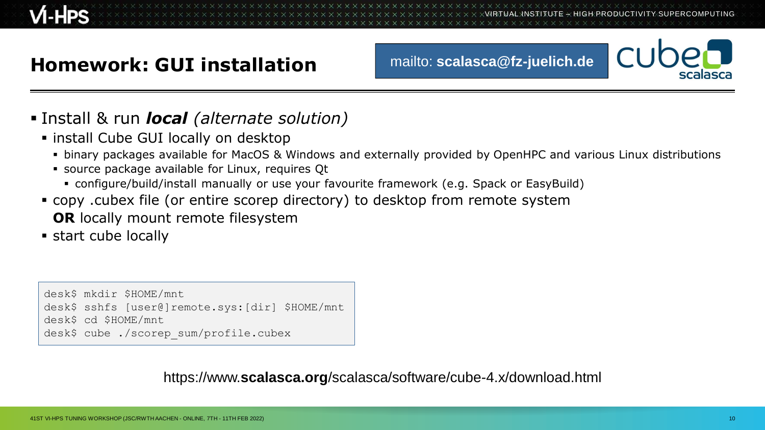# Homework: GUI installation

mailto: **scalasca@fz-juelich.de**

- Install & run ***local*** *(alternate solution)*
  - install Cube GUI locally on desktop
    - binary packages available for MacOS & Windows and externally provided by OpenHPC and various Linux distributions
    - source package available for Linux, requires Qt
      - configure/build/install manually or use your favourite framework (e.g. Spack or EasyBuild)
  - copy .cubex file (or entire scorep directory) to desktop from remote system **OR** locally mount remote filesystem
  - start cube locally

```
desk$ mkdir $HOME/mnt
desk$ sshfs [user@]remote.sys:[dir] $HOME/mnt
desk$ cd $HOME/mnt
desk$ cube ./scorep_sum/profile.cubex
```

https://www.**scalasca.org**/scalasca/software/cube-4.x/download.html